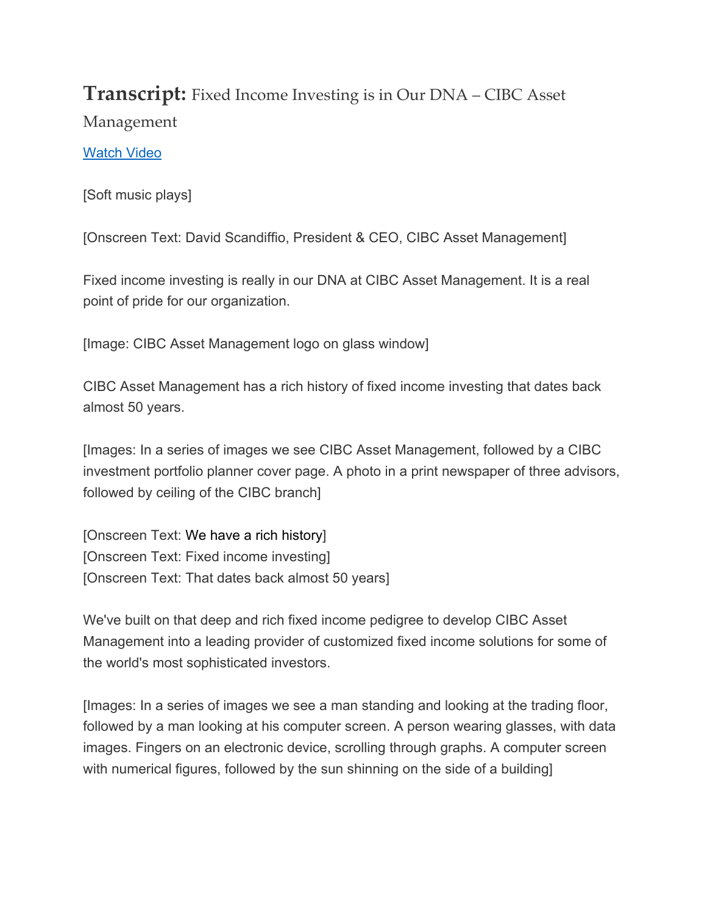# **Transcript:** Fixed Income Investing is in Our DNA – CIBC Asset Management

Watch Video

[Soft music plays]

[Onscreen Text: David Scandiffio, President & CEO, CIBC Asset Management]

Fixed income investing is really in our DNA at CIBC Asset Management. It is a real point of pride for our organization.

[Image: CIBC Asset Management logo on glass window]

CIBC Asset Management has a rich history of fixed income investing that dates back almost 50 years.

[Images: In a series of images we see CIBC Asset Management, followed by a CIBC investment portfolio planner cover page. A photo in a print newspaper of three advisors, followed by ceiling of the CIBC branch]

[Onscreen Text: We have a rich history]
[Onscreen Text: Fixed income investing]
[Onscreen Text: That dates back almost 50 years]

We've built on that deep and rich fixed income pedigree to develop CIBC Asset Management into a leading provider of customized fixed income solutions for some of the world's most sophisticated investors.

[Images: In a series of images we see a man standing and looking at the trading floor, followed by a man looking at his computer screen. A person wearing glasses, with data images. Fingers on an electronic device, scrolling through graphs. A computer screen with numerical figures, followed by the sun shinning on the side of a building]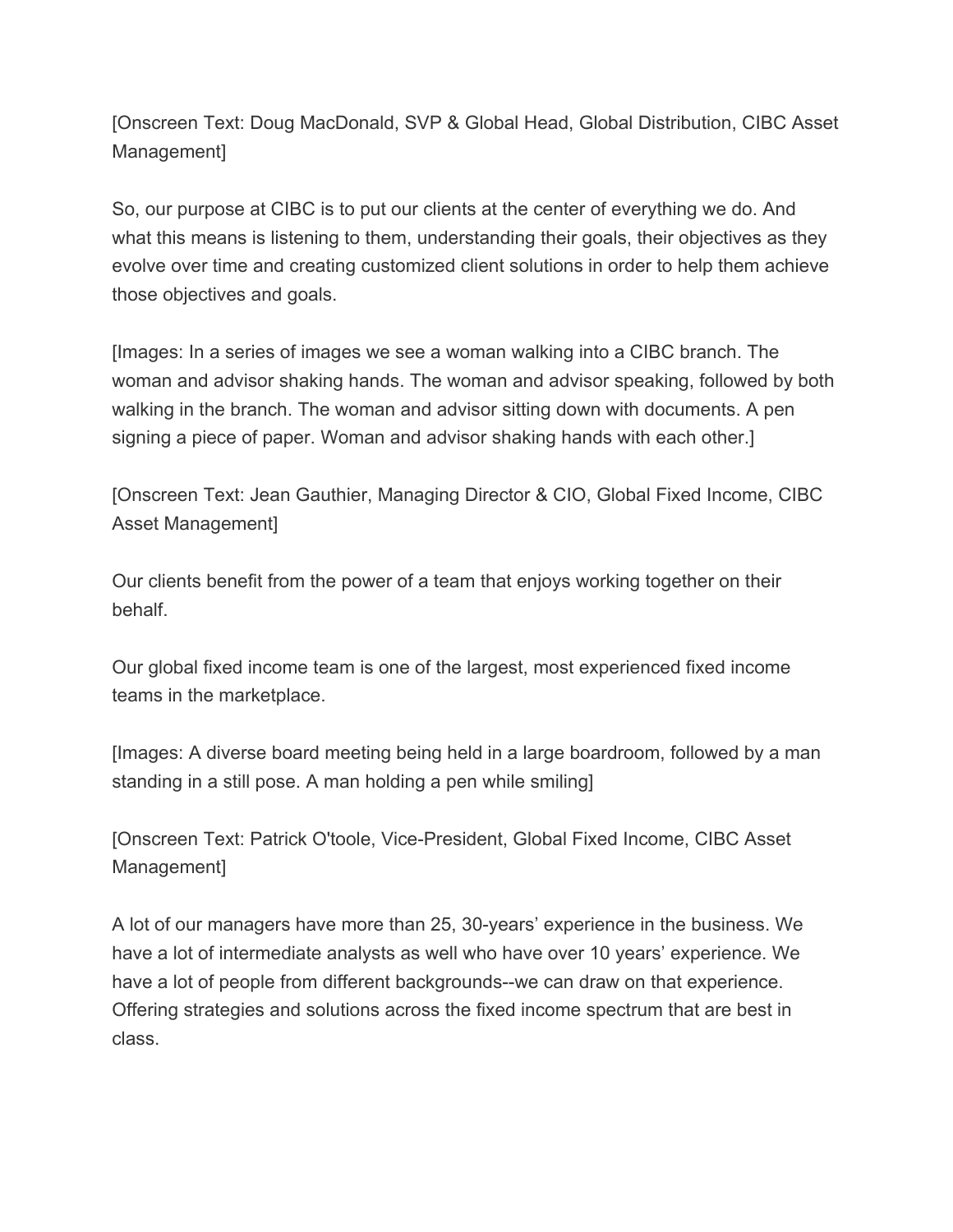[Onscreen Text: Doug MacDonald, SVP & Global Head, Global Distribution, CIBC Asset Management]

So, our purpose at CIBC is to put our clients at the center of everything we do. And what this means is listening to them, understanding their goals, their objectives as they evolve over time and creating customized client solutions in order to help them achieve those objectives and goals.

[Images: In a series of images we see a woman walking into a CIBC branch. The woman and advisor shaking hands. The woman and advisor speaking, followed by both walking in the branch. The woman and advisor sitting down with documents. A pen signing a piece of paper. Woman and advisor shaking hands with each other.]

[Onscreen Text: Jean Gauthier, Managing Director & CIO, Global Fixed Income, CIBC Asset Management]

Our clients benefit from the power of a team that enjoys working together on their behalf.

Our global fixed income team is one of the largest, most experienced fixed income teams in the marketplace.

[Images: A diverse board meeting being held in a large boardroom, followed by a man standing in a still pose. A man holding a pen while smiling]

[Onscreen Text: Patrick O'toole, Vice-President, Global Fixed Income, CIBC Asset Management]

A lot of our managers have more than 25, 30-years' experience in the business. We have a lot of intermediate analysts as well who have over 10 years' experience. We have a lot of people from different backgrounds--we can draw on that experience. Offering strategies and solutions across the fixed income spectrum that are best in class.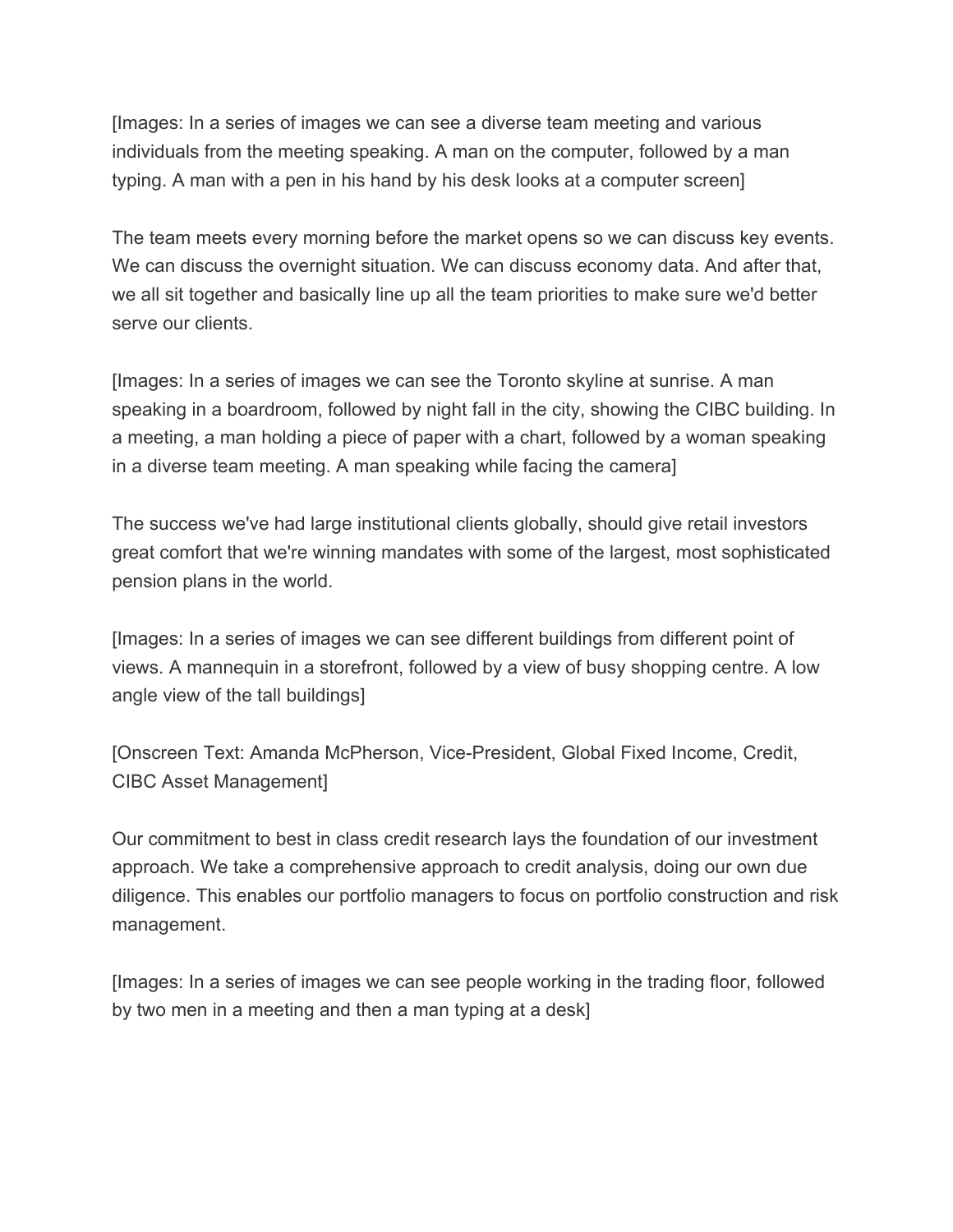[Images: In a series of images we can see a diverse team meeting and various individuals from the meeting speaking. A man on the computer, followed by a man typing. A man with a pen in his hand by his desk looks at a computer screen]

The team meets every morning before the market opens so we can discuss key events. We can discuss the overnight situation. We can discuss economy data. And after that, we all sit together and basically line up all the team priorities to make sure we'd better serve our clients.

[Images: In a series of images we can see the Toronto skyline at sunrise. A man speaking in a boardroom, followed by night fall in the city, showing the CIBC building. In a meeting, a man holding a piece of paper with a chart, followed by a woman speaking in a diverse team meeting. A man speaking while facing the camera]

The success we've had large institutional clients globally, should give retail investors great comfort that we're winning mandates with some of the largest, most sophisticated pension plans in the world.

[Images: In a series of images we can see different buildings from different point of views. A mannequin in a storefront, followed by a view of busy shopping centre. A low angle view of the tall buildings]

[Onscreen Text: Amanda McPherson, Vice-President, Global Fixed Income, Credit, CIBC Asset Management]

Our commitment to best in class credit research lays the foundation of our investment approach. We take a comprehensive approach to credit analysis, doing our own due diligence. This enables our portfolio managers to focus on portfolio construction and risk management.

[Images: In a series of images we can see people working in the trading floor, followed by two men in a meeting and then a man typing at a desk]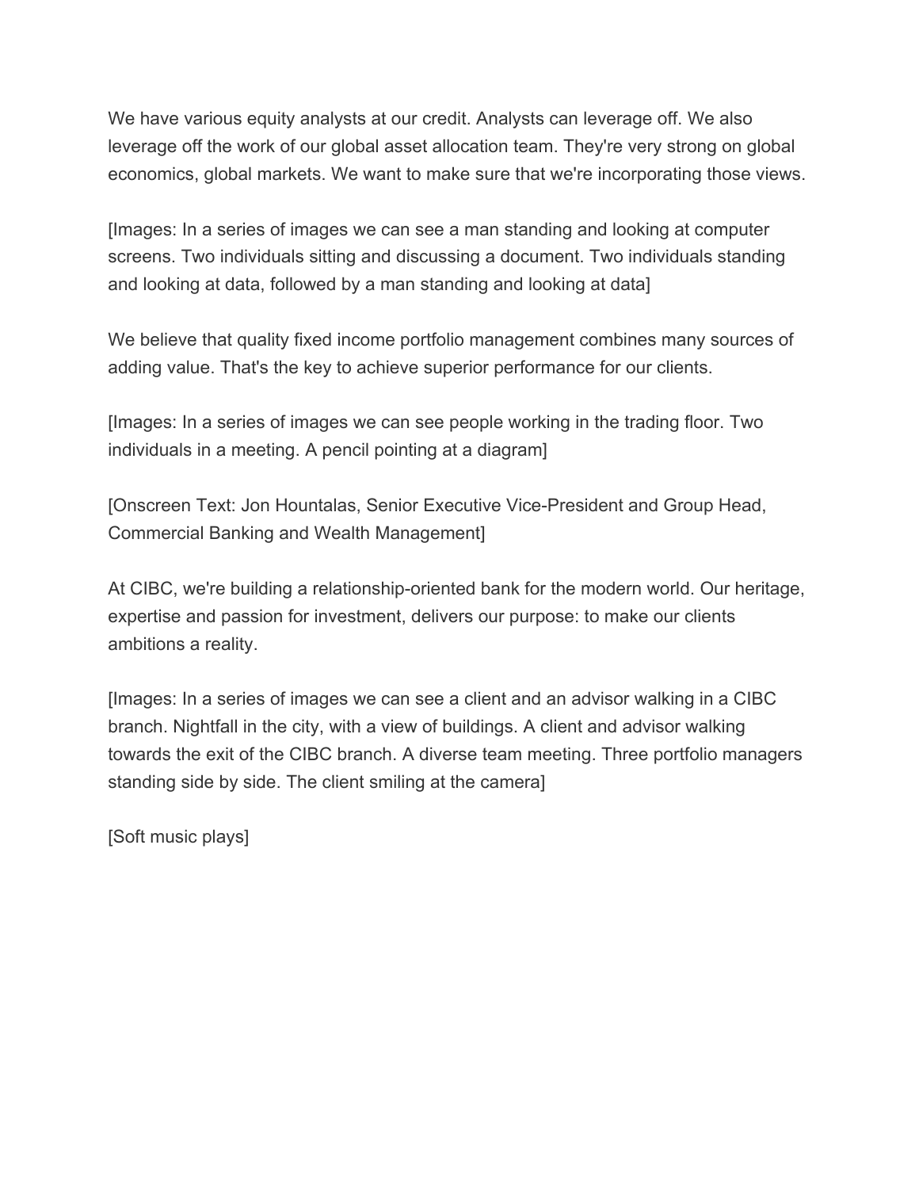We have various equity analysts at our credit. Analysts can leverage off. We also leverage off the work of our global asset allocation team. They're very strong on global economics, global markets. We want to make sure that we're incorporating those views.

[Images: In a series of images we can see a man standing and looking at computer screens. Two individuals sitting and discussing a document. Two individuals standing and looking at data, followed by a man standing and looking at data]

We believe that quality fixed income portfolio management combines many sources of adding value. That's the key to achieve superior performance for our clients.

[Images: In a series of images we can see people working in the trading floor. Two individuals in a meeting. A pencil pointing at a diagram]

[Onscreen Text: Jon Hountalas, Senior Executive Vice-President and Group Head, Commercial Banking and Wealth Management]

At CIBC, we're building a relationship-oriented bank for the modern world. Our heritage, expertise and passion for investment, delivers our purpose: to make our clients ambitions a reality.

[Images: In a series of images we can see a client and an advisor walking in a CIBC branch. Nightfall in the city, with a view of buildings. A client and advisor walking towards the exit of the CIBC branch. A diverse team meeting. Three portfolio managers standing side by side. The client smiling at the camera]

[Soft music plays]